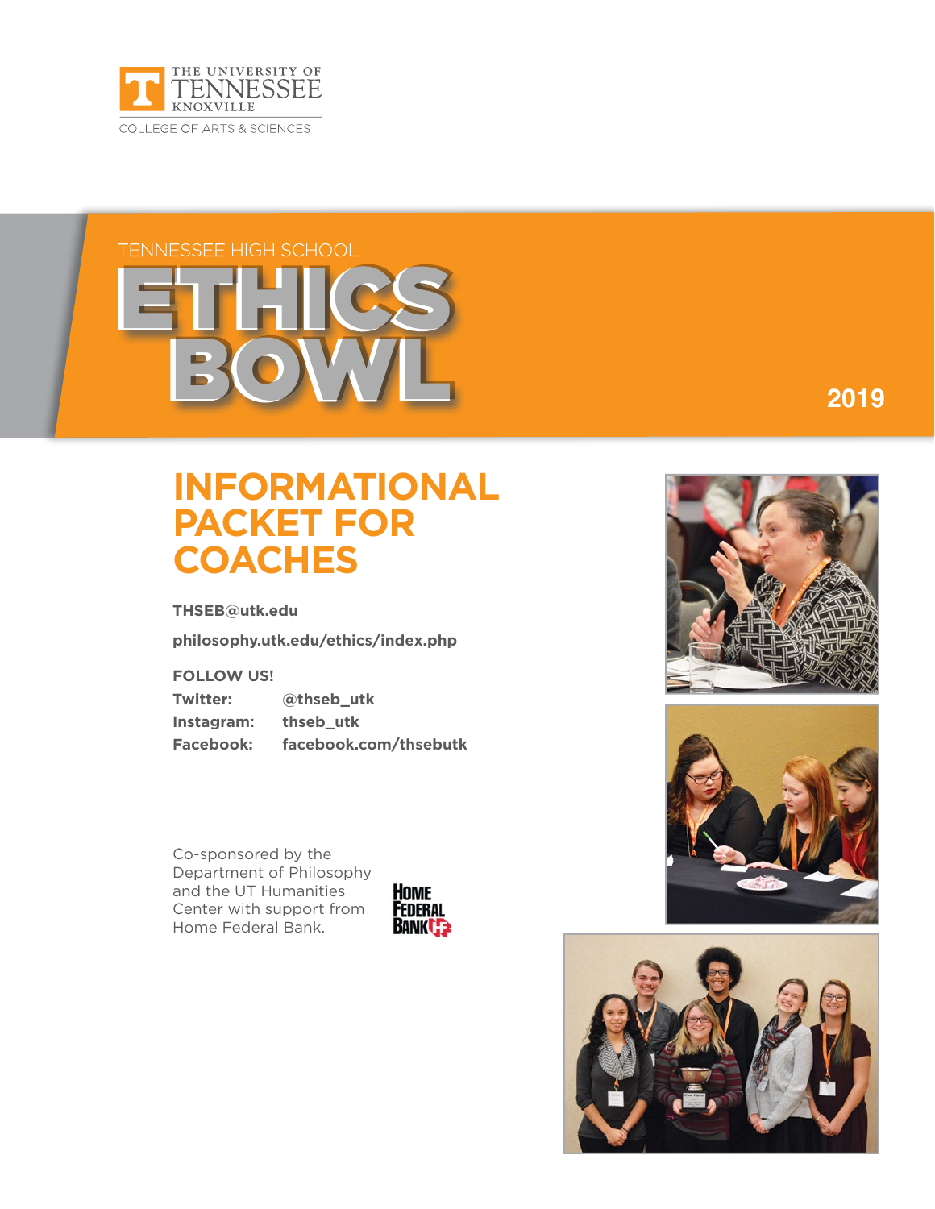THE UNIVERSITY OF TENNESSEE KNOXVILLE

COLLEGE OF ARTS & SCIENCES

TENNESSEE HIGH SCHOOL

# ETHICS BOWL

2019

# INFORMATIONAL PACKET FOR COACHES

**THSEB@utk.edu**

**philosophy.utk.edu/ethics/index.php**

**FOLLOW US!**

| | |
|---|---|
| **Twitter:** | **@thseb_utk** |
| **Instagram:** | **thseb_utk** |
| **Facebook:** | **facebook.com/thsebutk** |

Co-sponsored by the Department of Philosophy and the UT Humanities Center with support from Home Federal Bank.

HOME FEDERAL BANK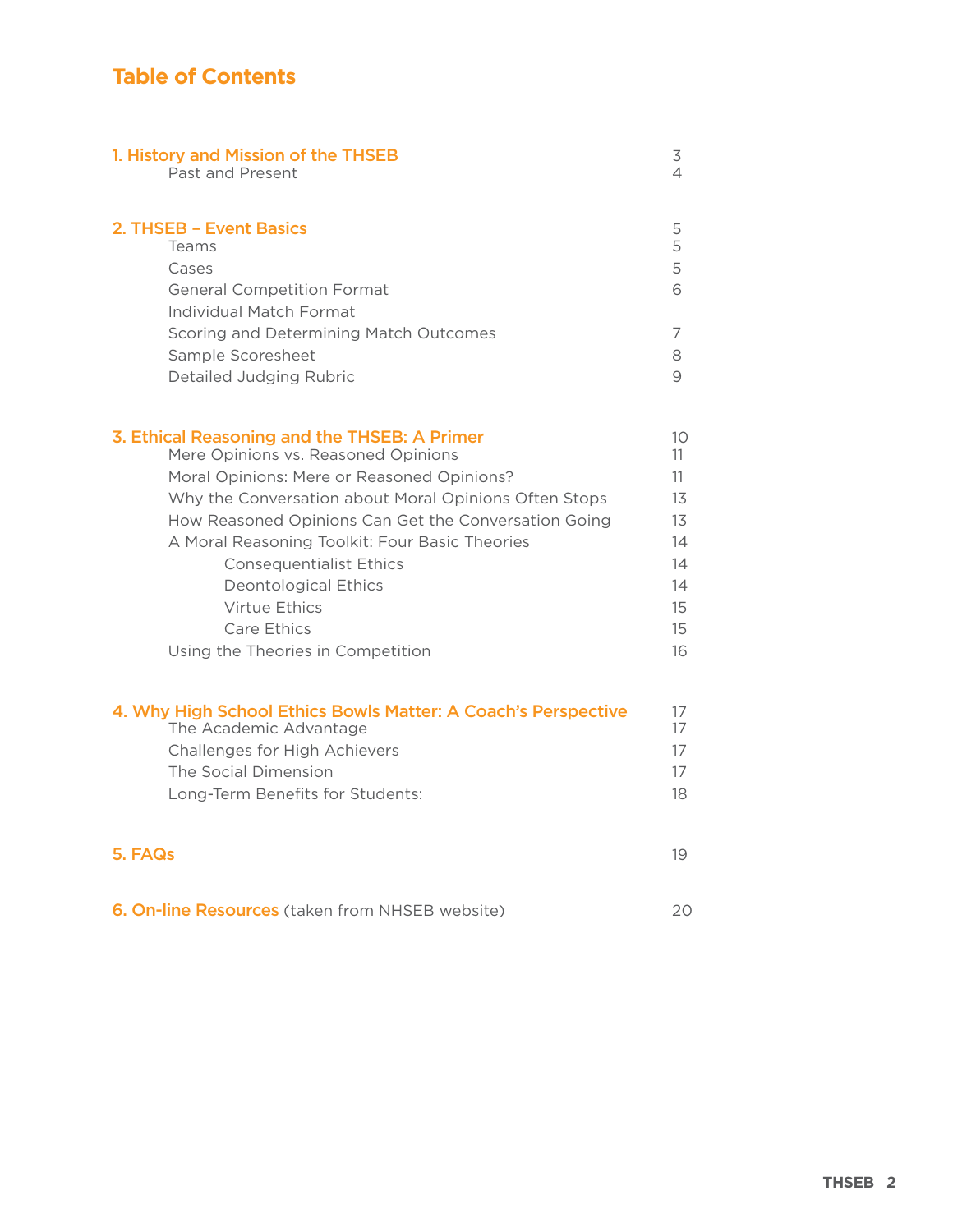## Table of Contents

| | |
|---|---|
| **1. History and Mission of the THSEB** | 3 |
| Past and Present | 4 |
| **2. THSEB – Event Basics** | 5 |
| Teams | 5 |
| Cases | 5 |
| General Competition Format | 6 |
| Individual Match Format | |
| Scoring and Determining Match Outcomes | 7 |
| Sample Scoresheet | 8 |
| Detailed Judging Rubric | 9 |
| **3. Ethical Reasoning and the THSEB: A Primer** | 10 |
| Mere Opinions vs. Reasoned Opinions | 11 |
| Moral Opinions: Mere or Reasoned Opinions? | 11 |
| Why the Conversation about Moral Opinions Often Stops | 13 |
| How Reasoned Opinions Can Get the Conversation Going | 13 |
| A Moral Reasoning Toolkit: Four Basic Theories | 14 |
| Consequentialist Ethics | 14 |
| Deontological Ethics | 14 |
| Virtue Ethics | 15 |
| Care Ethics | 15 |
| Using the Theories in Competition | 16 |
| **4. Why High School Ethics Bowls Matter: A Coach's Perspective** | 17 |
| The Academic Advantage | 17 |
| Challenges for High Achievers | 17 |
| The Social Dimension | 17 |
| Long-Term Benefits for Students: | 18 |
| **5. FAQs** | 19 |
| **6. On-line Resources** (taken from NHSEB website) | 20 |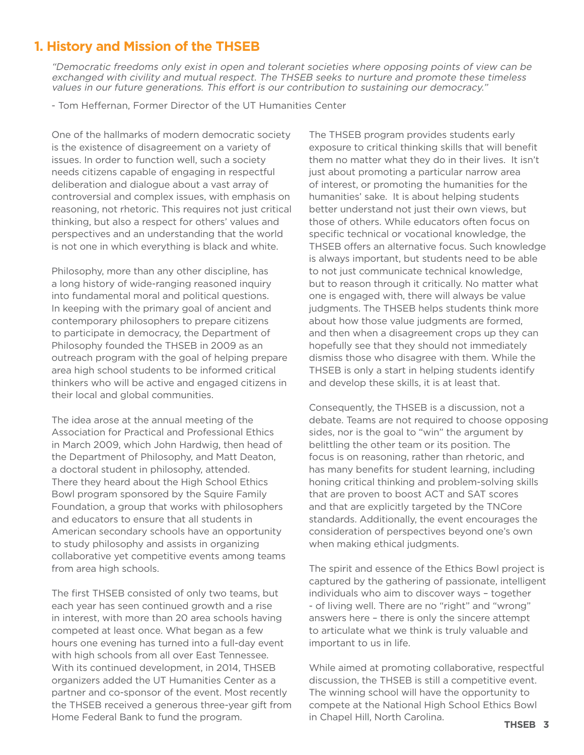## 1. History and Mission of the THSEB

*"Democratic freedoms only exist in open and tolerant societies where opposing points of view can be exchanged with civility and mutual respect. The THSEB seeks to nurture and promote these timeless values in our future generations. This effort is our contribution to sustaining our democracy."*

- Tom Heffernan, Former Director of the UT Humanities Center

One of the hallmarks of modern democratic society is the existence of disagreement on a variety of issues. In order to function well, such a society needs citizens capable of engaging in respectful deliberation and dialogue about a vast array of controversial and complex issues, with emphasis on reasoning, not rhetoric. This requires not just critical thinking, but also a respect for others' values and perspectives and an understanding that the world is not one in which everything is black and white.

Philosophy, more than any other discipline, has a long history of wide-ranging reasoned inquiry into fundamental moral and political questions. In keeping with the primary goal of ancient and contemporary philosophers to prepare citizens to participate in democracy, the Department of Philosophy founded the THSEB in 2009 as an outreach program with the goal of helping prepare area high school students to be informed critical thinkers who will be active and engaged citizens in their local and global communities.

The idea arose at the annual meeting of the Association for Practical and Professional Ethics in March 2009, which John Hardwig, then head of the Department of Philosophy, and Matt Deaton, a doctoral student in philosophy, attended. There they heard about the High School Ethics Bowl program sponsored by the Squire Family Foundation, a group that works with philosophers and educators to ensure that all students in American secondary schools have an opportunity to study philosophy and assists in organizing collaborative yet competitive events among teams from area high schools.

The first THSEB consisted of only two teams, but each year has seen continued growth and a rise in interest, with more than 20 area schools having competed at least once. What began as a few hours one evening has turned into a full-day event with high schools from all over East Tennessee. With its continued development, in 2014, THSEB organizers added the UT Humanities Center as a partner and co-sponsor of the event. Most recently the THSEB received a generous three-year gift from Home Federal Bank to fund the program.

The THSEB program provides students early exposure to critical thinking skills that will benefit them no matter what they do in their lives. It isn't just about promoting a particular narrow area of interest, or promoting the humanities for the humanities' sake. It is about helping students better understand not just their own views, but those of others. While educators often focus on specific technical or vocational knowledge, the THSEB offers an alternative focus. Such knowledge is always important, but students need to be able to not just communicate technical knowledge, but to reason through it critically. No matter what one is engaged with, there will always be value judgments. The THSEB helps students think more about how those value judgments are formed, and then when a disagreement crops up they can hopefully see that they should not immediately dismiss those who disagree with them. While the THSEB is only a start in helping students identify and develop these skills, it is at least that.

Consequently, the THSEB is a discussion, not a debate. Teams are not required to choose opposing sides, nor is the goal to "win" the argument by belittling the other team or its position. The focus is on reasoning, rather than rhetoric, and has many benefits for student learning, including honing critical thinking and problem-solving skills that are proven to boost ACT and SAT scores and that are explicitly targeted by the TNCore standards. Additionally, the event encourages the consideration of perspectives beyond one's own when making ethical judgments.

The spirit and essence of the Ethics Bowl project is captured by the gathering of passionate, intelligent individuals who aim to discover ways – together - of living well. There are no "right" and "wrong" answers here – there is only the sincere attempt to articulate what we think is truly valuable and important to us in life.

While aimed at promoting collaborative, respectful discussion, the THSEB is still a competitive event. The winning school will have the opportunity to compete at the National High School Ethics Bowl in Chapel Hill, North Carolina.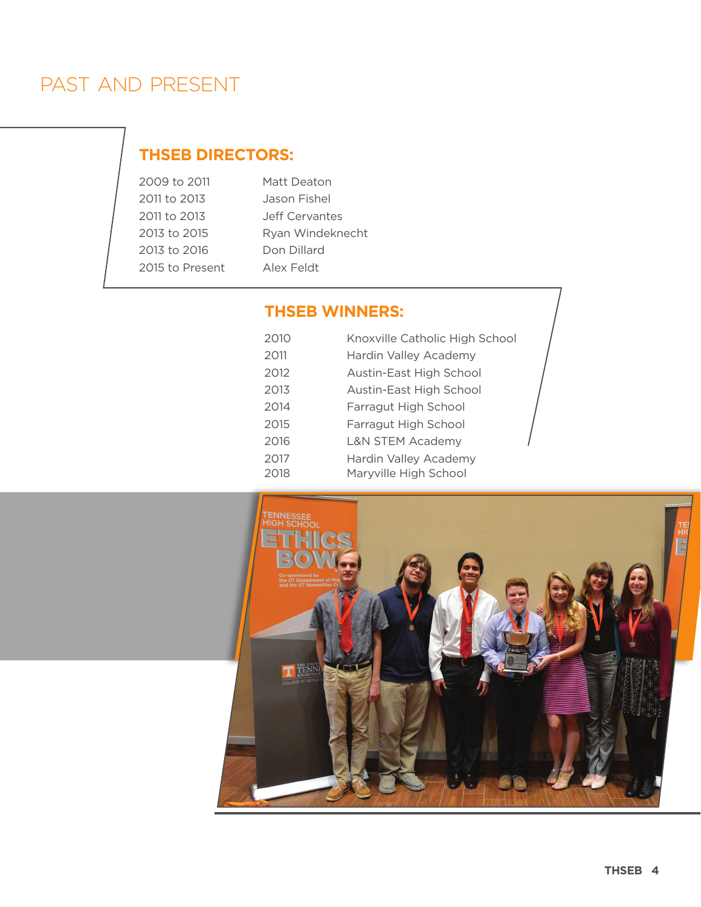# PAST AND PRESENT

## THSEB DIRECTORS:

| | |
|---|---|
| 2009 to 2011 | Matt Deaton |
| 2011 to 2013 | Jason Fishel |
| 2011 to 2013 | Jeff Cervantes |
| 2013 to 2015 | Ryan Windeknecht |
| 2013 to 2016 | Don Dillard |
| 2015 to Present | Alex Feldt |

## THSEB WINNERS:

| | |
|---|---|
| 2010 | Knoxville Catholic High School |
| 2011 | Hardin Valley Academy |
| 2012 | Austin-East High School |
| 2013 | Austin-East High School |
| 2014 | Farragut High School |
| 2015 | Farragut High School |
| 2016 | L&N STEM Academy |
| 2017 | Hardin Valley Academy |
| 2018 | Maryville High School |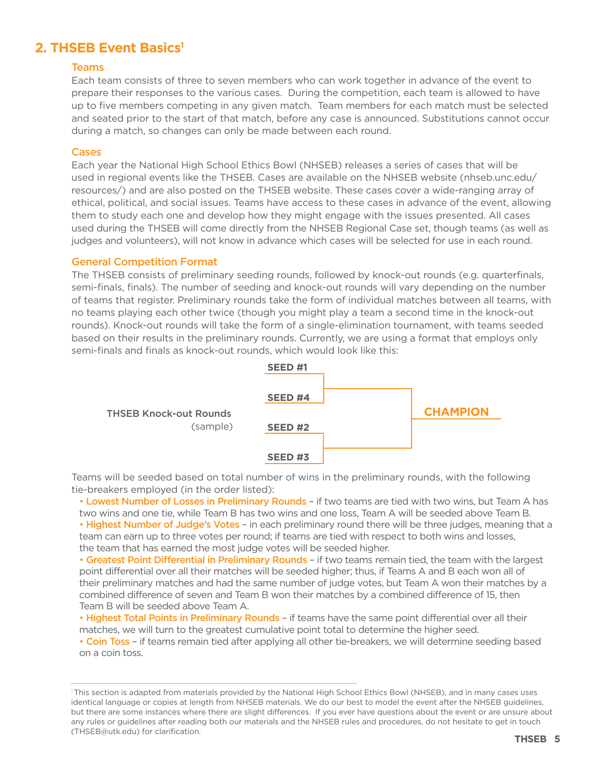## 2. THSEB Event Basics[1]

### Teams

Each team consists of three to seven members who can work together in advance of the event to prepare their responses to the various cases. During the competition, each team is allowed to have up to five members competing in any given match. Team members for each match must be selected and seated prior to the start of that match, before any case is announced. Substitutions cannot occur during a match, so changes can only be made between each round.

### Cases

Each year the National High School Ethics Bowl (NHSEB) releases a series of cases that will be used in regional events like the THSEB. Cases are available on the NHSEB website (nhseb.unc.edu/resources/) and are also posted on the THSEB website. These cases cover a wide-ranging array of ethical, political, and social issues. Teams have access to these cases in advance of the event, allowing them to study each one and develop how they might engage with the issues presented. All cases used during the THSEB will come directly from the NHSEB Regional Case set, though teams (as well as judges and volunteers), will not know in advance which cases will be selected for use in each round.

### General Competition Format

The THSEB consists of preliminary seeding rounds, followed by knock-out rounds (e.g. quarterfinals, semi-finals, finals). The number of seeding and knock-out rounds will vary depending on the number of teams that register. Preliminary rounds take the form of individual matches between all teams, with no teams playing each other twice (though you might play a team a second time in the knock-out rounds). Knock-out rounds will take the form of a single-elimination tournament, with teams seeded based on their results in the preliminary rounds. Currently, we are using a format that employs only semi-finals and finals as knock-out rounds, which would look like this:

THSEB Knock-out Rounds (sample)

**SEED #1**
**SEED #4**
**SEED #2**
**SEED #3**
**CHAMPION**

Teams will be seeded based on total number of wins in the preliminary rounds, with the following tie-breakers employed (in the order listed):

- **Lowest Number of Losses in Preliminary Rounds** – if two teams are tied with two wins, but Team A has two wins and one tie, while Team B has two wins and one loss, Team A will be seeded above Team B.
- **Highest Number of Judge's Votes** – in each preliminary round there will be three judges, meaning that a team can earn up to three votes per round; if teams are tied with respect to both wins and losses, the team that has earned the most judge votes will be seeded higher.
- **Greatest Point Differential in Preliminary Rounds** – if two teams remain tied, the team with the largest point differential over all their matches will be seeded higher; thus, if Teams A and B each won all of their preliminary matches and had the same number of judge votes, but Team A won their matches by a combined difference of seven and Team B won their matches by a combined difference of 15, then Team B will be seeded above Team A.
- **Highest Total Points in Preliminary Rounds** – if teams have the same point differential over all their matches, we will turn to the greatest cumulative point total to determine the higher seed.
- **Coin Toss** – if teams remain tied after applying all other tie-breakers, we will determine seeding based on a coin toss.

---

[1] This section is adapted from materials provided by the National High School Ethics Bowl (NHSEB), and in many cases uses identical language or copies at length from NHSEB materials. We do our best to model the event after the NHSEB guidelines, but there are some instances where there are slight differences. If you ever have questions about the event or are unsure about any rules or guidelines after reading both our materials and the NHSEB rules and procedures, do not hesitate to get in touch (THSEB@utk.edu) for clarification.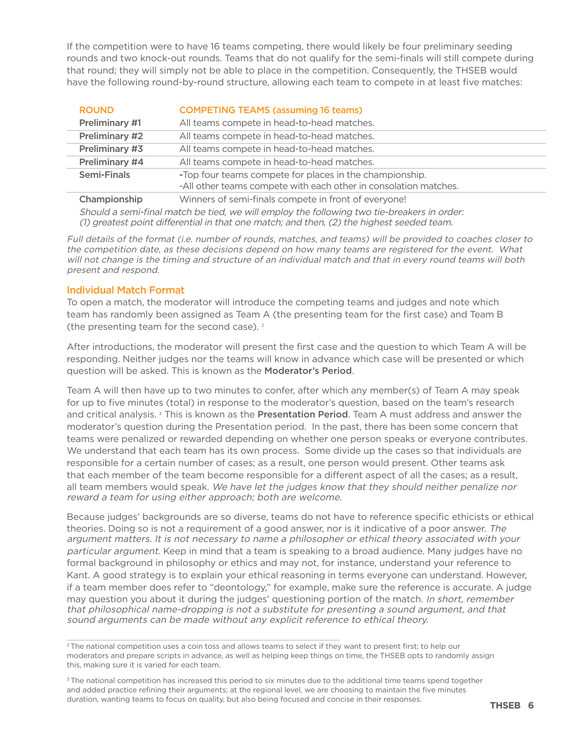If the competition were to have 16 teams competing, there would likely be four preliminary seeding rounds and two knock-out rounds. Teams that do not qualify for the semi-finals will still compete during that round; they will simply not be able to place in the competition. Consequently, the THSEB would have the following round-by-round structure, allowing each team to compete in at least five matches:

| ROUND | COMPETING TEAMS (assuming 16 teams) |
|---|---|
| Preliminary #1 | All teams compete in head-to-head matches. |
| Preliminary #2 | All teams compete in head-to-head matches. |
| Preliminary #3 | All teams compete in head-to-head matches. |
| Preliminary #4 | All teams compete in head-to-head matches. |
| Semi-Finals | -Top four teams compete for places in the championship.<br>-All other teams compete with each other in consolation matches. |
| Championship | Winners of semi-finals compete in front of everyone! |

*Should a semi-final match be tied, we will employ the following two tie-breakers in order: (1) greatest point differential in that one match; and then, (2) the highest seeded team.*

*Full details of the format (i.e. number of rounds, matches, and teams) will be provided to coaches closer to the competition date, as these decisions depend on how many teams are registered for the event. What will not change is the timing and structure of an individual match and that in every round teams will both present and respond.*

## Individual Match Format

To open a match, the moderator will introduce the competing teams and judges and note which team has randomly been assigned as Team A (the presenting team for the first case) and Team B (the presenting team for the second case). [2]

After introductions, the moderator will present the first case and the question to which Team A will be responding. Neither judges nor the teams will know in advance which case will be presented or which question will be asked. This is known as the **Moderator's Period**.

Team A will then have up to two minutes to confer, after which any member(s) of Team A may speak for up to five minutes (total) in response to the moderator's question, based on the team's research and critical analysis. [3] This is known as the **Presentation Period**. Team A must address and answer the moderator's question during the Presentation period. In the past, there has been some concern that teams were penalized or rewarded depending on whether one person speaks or everyone contributes. We understand that each team has its own process. Some divide up the cases so that individuals are responsible for a certain number of cases; as a result, one person would present. Other teams ask that each member of the team become responsible for a different aspect of all the cases; as a result, all team members would speak. *We have let the judges know that they should neither penalize nor reward a team for using either approach; both are welcome.*

Because judges' backgrounds are so diverse, teams do not have to reference specific ethicists or ethical theories. Doing so is not a requirement of a good answer, nor is it indicative of a poor answer. *The argument matters. It is not necessary to name a philosopher or ethical theory associated with your particular argument.* Keep in mind that a team is speaking to a broad audience. Many judges have no formal background in philosophy or ethics and may not, for instance, understand your reference to Kant. A good strategy is to explain your ethical reasoning in terms everyone can understand. However, if a team member does refer to "deontology," for example, make sure the reference is accurate. A judge may question you about it during the judges' questioning portion of the match. *In short, remember that philosophical name-dropping is not a substitute for presenting a sound argument, and that sound arguments can be made without any explicit reference to ethical theory.*

---

[2] The national competition uses a coin toss and allows teams to select if they want to present first; to help our moderators and prepare scripts in advance, as well as helping keep things on time, the THSEB opts to randomly assign this, making sure it is varied for each team.

[3] The national competition has increased this period to six minutes due to the additional time teams spend together and added practice refining their arguments; at the regional level, we are choosing to maintain the five minutes duration, wanting teams to focus on quality, but also being focused and concise in their responses.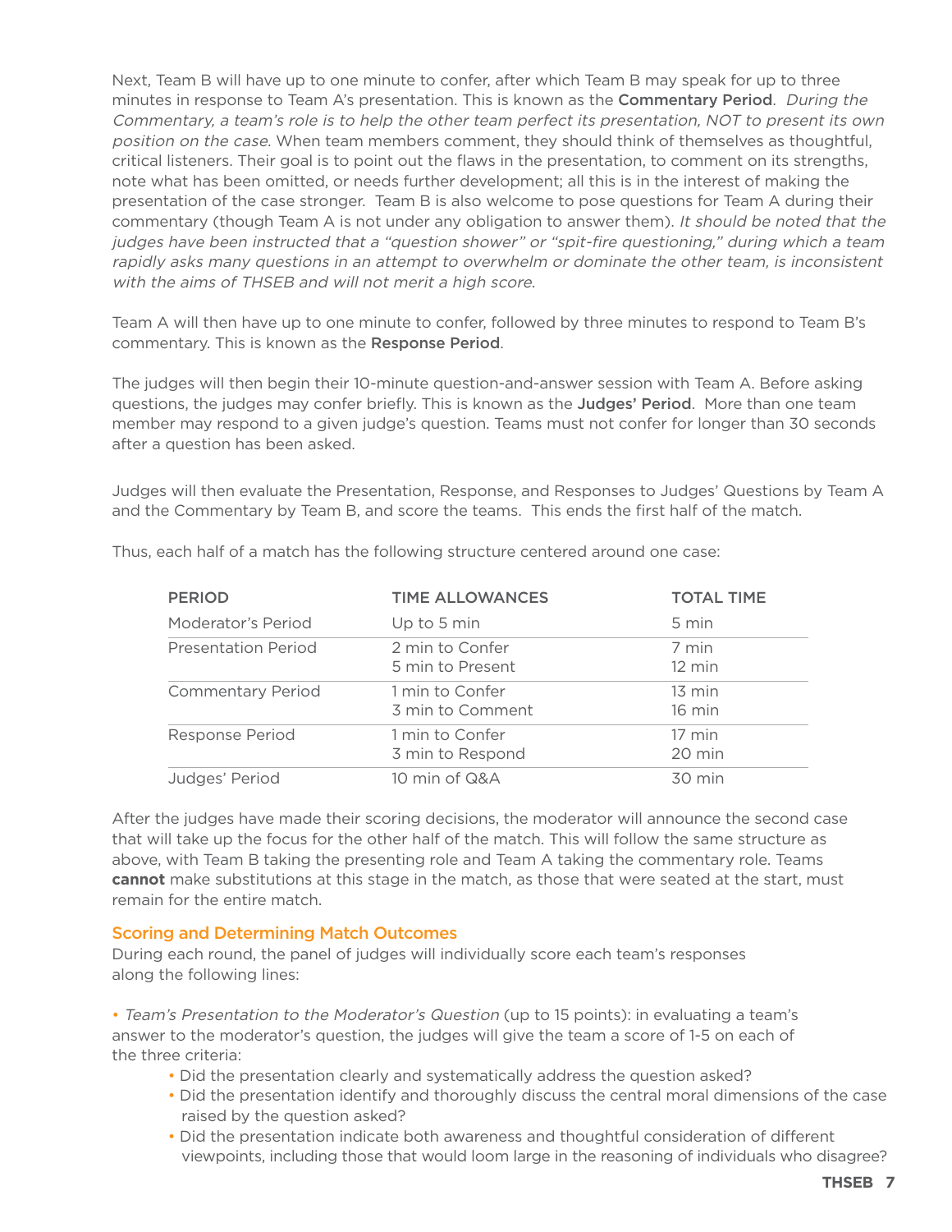Next, Team B will have up to one minute to confer, after which Team B may speak for up to three minutes in response to Team A's presentation. This is known as the **Commentary Period**. *During the Commentary, a team's role is to help the other team perfect its presentation, NOT to present its own position on the case.* When team members comment, they should think of themselves as thoughtful, critical listeners. Their goal is to point out the flaws in the presentation, to comment on its strengths, note what has been omitted, or needs further development; all this is in the interest of making the presentation of the case stronger. Team B is also welcome to pose questions for Team A during their commentary (though Team A is not under any obligation to answer them). *It should be noted that the judges have been instructed that a "question shower" or "spit-fire questioning," during which a team rapidly asks many questions in an attempt to overwhelm or dominate the other team, is inconsistent with the aims of THSEB and will not merit a high score.*

Team A will then have up to one minute to confer, followed by three minutes to respond to Team B's commentary. This is known as the **Response Period**.

The judges will then begin their 10-minute question-and-answer session with Team A. Before asking questions, the judges may confer briefly. This is known as the **Judges' Period**. More than one team member may respond to a given judge's question. Teams must not confer for longer than 30 seconds after a question has been asked.

Judges will then evaluate the Presentation, Response, and Responses to Judges' Questions by Team A and the Commentary by Team B, and score the teams. This ends the first half of the match.

Thus, each half of a match has the following structure centered around one case:

| PERIOD | TIME ALLOWANCES | TOTAL TIME |
|---|---|---|
| Moderator's Period | Up to 5 min | 5 min |
| Presentation Period | 2 min to Confer<br>5 min to Present | 7 min<br>12 min |
| Commentary Period | 1 min to Confer<br>3 min to Comment | 13 min<br>16 min |
| Response Period | 1 min to Confer<br>3 min to Respond | 17 min<br>20 min |
| Judges' Period | 10 min of Q&A | 30 min |

After the judges have made their scoring decisions, the moderator will announce the second case that will take up the focus for the other half of the match. This will follow the same structure as above, with Team B taking the presenting role and Team A taking the commentary role. Teams **cannot** make substitutions at this stage in the match, as those that were seated at the start, must remain for the entire match.

### Scoring and Determining Match Outcomes

During each round, the panel of judges will individually score each team's responses along the following lines:

- *Team's Presentation to the Moderator's Question* (up to 15 points): in evaluating a team's answer to the moderator's question, the judges will give the team a score of 1-5 on each of the three criteria:
    - Did the presentation clearly and systematically address the question asked?
    - Did the presentation identify and thoroughly discuss the central moral dimensions of the case raised by the question asked?
    - Did the presentation indicate both awareness and thoughtful consideration of different viewpoints, including those that would loom large in the reasoning of individuals who disagree?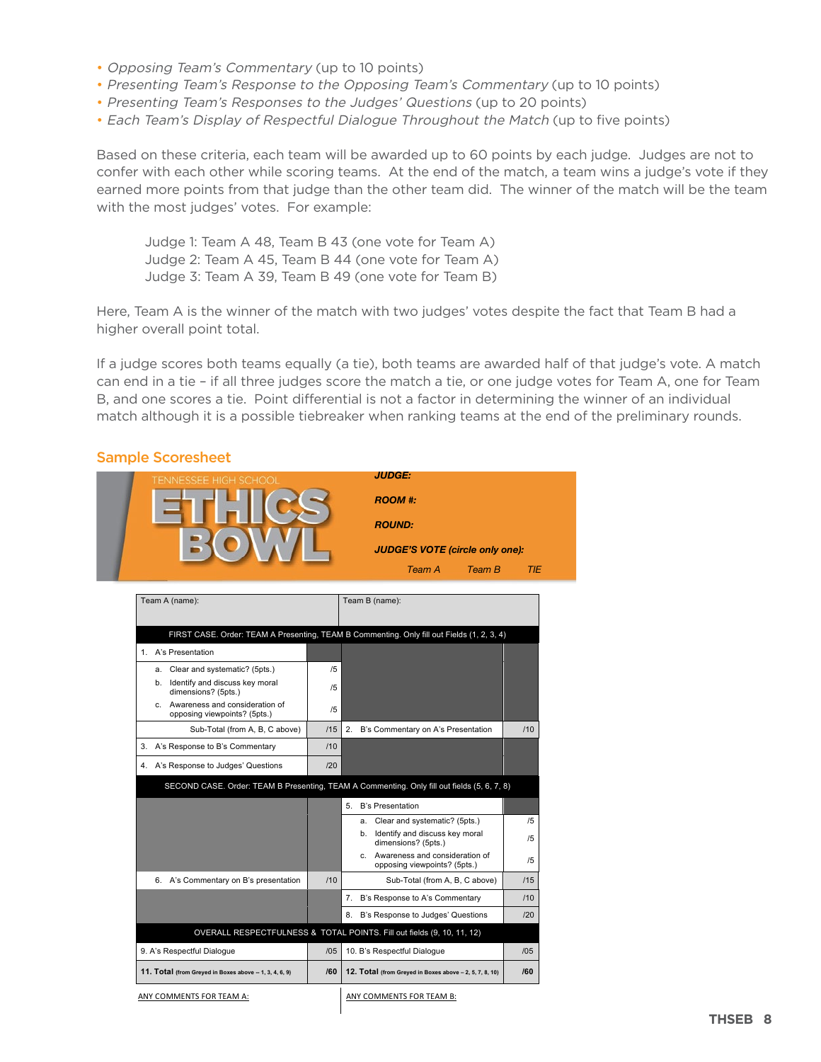- *Opposing Team's Commentary* (up to 10 points)
- *Presenting Team's Response to the Opposing Team's Commentary* (up to 10 points)
- *Presenting Team's Responses to the Judges' Questions* (up to 20 points)
- *Each Team's Display of Respectful Dialogue Throughout the Match* (up to five points)

Based on these criteria, each team will be awarded up to 60 points by each judge. Judges are not to confer with each other while scoring teams. At the end of the match, a team wins a judge's vote if they earned more points from that judge than the other team did. The winner of the match will be the team with the most judges' votes. For example:

> Judge 1: Team A 48, Team B 43 (one vote for Team A)
> Judge 2: Team A 45, Team B 44 (one vote for Team A)
> Judge 3: Team A 39, Team B 49 (one vote for Team B)

Here, Team A is the winner of the match with two judges' votes despite the fact that Team B had a higher overall point total.

If a judge scores both teams equally (a tie), both teams are awarded half of that judge's vote. A match can end in a tie – if all three judges score the match a tie, or one judge votes for Team A, one for Team B, and one scores a tie. Point differential is not a factor in determining the winner of an individual match although it is a possible tiebreaker when ranking teams at the end of the preliminary rounds.

## Sample Scoresheet

TENNESSEE HIGH SCHOOL **ETHICS BOWL**

***JUDGE:***

***ROOM #:***

***ROUND:***

***JUDGE'S VOTE (circle only one):***

*Team A* *Team B* *TIE*

| Team A (name): | | Team B (name): | |
|---|---|---|---|
| FIRST CASE. Order: TEAM A Presenting, TEAM B Commenting. Only fill out Fields (1, 2, 3, 4) | | | |
| 1. A's Presentation | | | |
| a. Clear and systematic? (5pts.) | /5 | | |
| b. Identify and discuss key moral dimensions? (5pts.) | /5 | | |
| c. Awareness and consideration of opposing viewpoints? (5pts.) | /5 | | |
| Sub-Total (from A, B, C above) | /15 | 2. B's Commentary on A's Presentation | /10 |
| 3. A's Response to B's Commentary | /10 | | |
| 4. A's Response to Judges' Questions | /20 | | |
| SECOND CASE. Order: TEAM B Presenting, TEAM A Commenting. Only fill out fields (5, 6, 7, 8) | | | |
| | | 5. B's Presentation | |
| | | a. Clear and systematic? (5pts.) | /5 |
| | | b. Identify and discuss key moral dimensions? (5pts.) | /5 |
| | | c. Awareness and consideration of opposing viewpoints? (5pts.) | /5 |
| 6. A's Commentary on B's presentation | /10 | Sub-Total (from A, B, C above) | /15 |
| | | 7. B's Response to A's Commentary | /10 |
| | | 8. B's Response to Judges' Questions | /20 |
| OVERALL RESPECTFULNESS & TOTAL POINTS. Fill out fields (9, 10, 11, 12) | | | |
| 9. A's Respectful Dialogue | /05 | 10. B's Respectful Dialogue | /05 |
| **11. Total** (from Greyed in Boxes above – 1, 3, 4, 6, 9) | **/60** | **12. Total** (from Greyed in Boxes above – 2, 5, 7, 8, 10) | **/60** |

ANY COMMENTS FOR TEAM A:

ANY COMMENTS FOR TEAM B: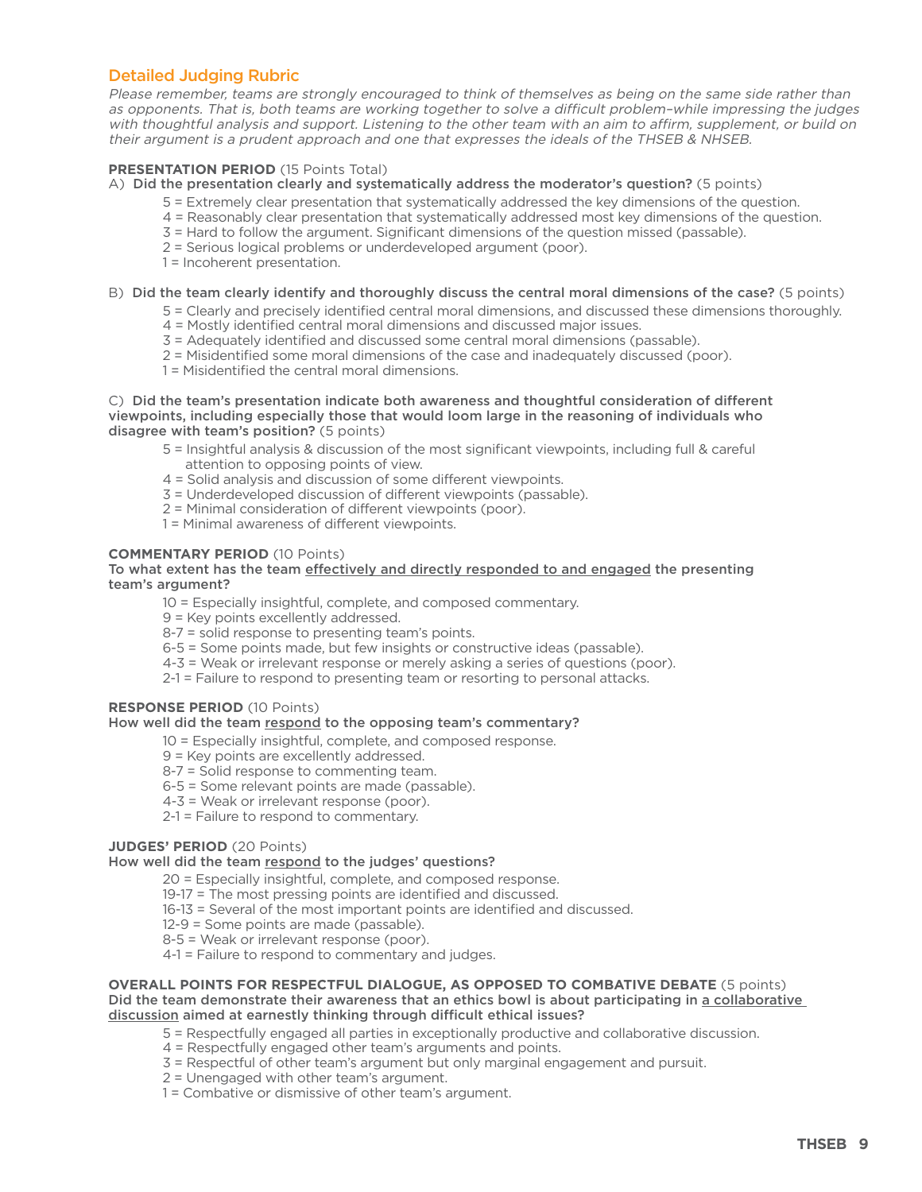## Detailed Judging Rubric

*Please remember, teams are strongly encouraged to think of themselves as being on the same side rather than as opponents. That is, both teams are working together to solve a difficult problem–while impressing the judges with thoughtful analysis and support. Listening to the other team with an aim to affirm, supplement, or build on their argument is a prudent approach and one that expresses the ideals of the THSEB & NHSEB.*

**PRESENTATION PERIOD** (15 Points Total)

A) **Did the presentation clearly and systematically address the moderator's question?** (5 points)

- 5 = Extremely clear presentation that systematically addressed the key dimensions of the question.
- 4 = Reasonably clear presentation that systematically addressed most key dimensions of the question.
- 3 = Hard to follow the argument. Significant dimensions of the question missed (passable).
- 2 = Serious logical problems or underdeveloped argument (poor).
- 1 = Incoherent presentation.

B) **Did the team clearly identify and thoroughly discuss the central moral dimensions of the case?** (5 points)

- 5 = Clearly and precisely identified central moral dimensions, and discussed these dimensions thoroughly.
- 4 = Mostly identified central moral dimensions and discussed major issues.
- 3 = Adequately identified and discussed some central moral dimensions (passable).
- 2 = Misidentified some moral dimensions of the case and inadequately discussed (poor).
- 1 = Misidentified the central moral dimensions.

C) **Did the team's presentation indicate both awareness and thoughtful consideration of different viewpoints, including especially those that would loom large in the reasoning of individuals who disagree with team's position?** (5 points)

- 5 = Insightful analysis & discussion of the most significant viewpoints, including full & careful attention to opposing points of view.
- 4 = Solid analysis and discussion of some different viewpoints.
- 3 = Underdeveloped discussion of different viewpoints (passable).
- 2 = Minimal consideration of different viewpoints (poor).
- 1 = Minimal awareness of different viewpoints.

**COMMENTARY PERIOD** (10 Points)

**To what extent has the team effectively and directly responded to and engaged the presenting team's argument?**

- 10 = Especially insightful, complete, and composed commentary.
- 9 = Key points excellently addressed.
- 8-7 = solid response to presenting team's points.
- 6-5 = Some points made, but few insights or constructive ideas (passable).
- 4-3 = Weak or irrelevant response or merely asking a series of questions (poor).
- 2-1 = Failure to respond to presenting team or resorting to personal attacks.

**RESPONSE PERIOD** (10 Points)

**How well did the team respond to the opposing team's commentary?**

- 10 = Especially insightful, complete, and composed response.
- 9 = Key points are excellently addressed.
- 8-7 = Solid response to commenting team.
- 6-5 = Some relevant points are made (passable).
- 4-3 = Weak or irrelevant response (poor).
- 2-1 = Failure to respond to commentary.

**JUDGES' PERIOD** (20 Points)

**How well did the team respond to the judges' questions?**

- 20 = Especially insightful, complete, and composed response.
- 19-17 = The most pressing points are identified and discussed.
- 16-13 = Several of the most important points are identified and discussed.
- 12-9 = Some points are made (passable).
- 8-5 = Weak or irrelevant response (poor).
- 4-1 = Failure to respond to commentary and judges.

**OVERALL POINTS FOR RESPECTFUL DIALOGUE, AS OPPOSED TO COMBATIVE DEBATE** (5 points)

**Did the team demonstrate their awareness that an ethics bowl is about participating in a collaborative discussion aimed at earnestly thinking through difficult ethical issues?**

- 5 = Respectfully engaged all parties in exceptionally productive and collaborative discussion.
- 4 = Respectfully engaged other team's arguments and points.
- 3 = Respectful of other team's argument but only marginal engagement and pursuit.
- 2 = Unengaged with other team's argument.
- 1 = Combative or dismissive of other team's argument.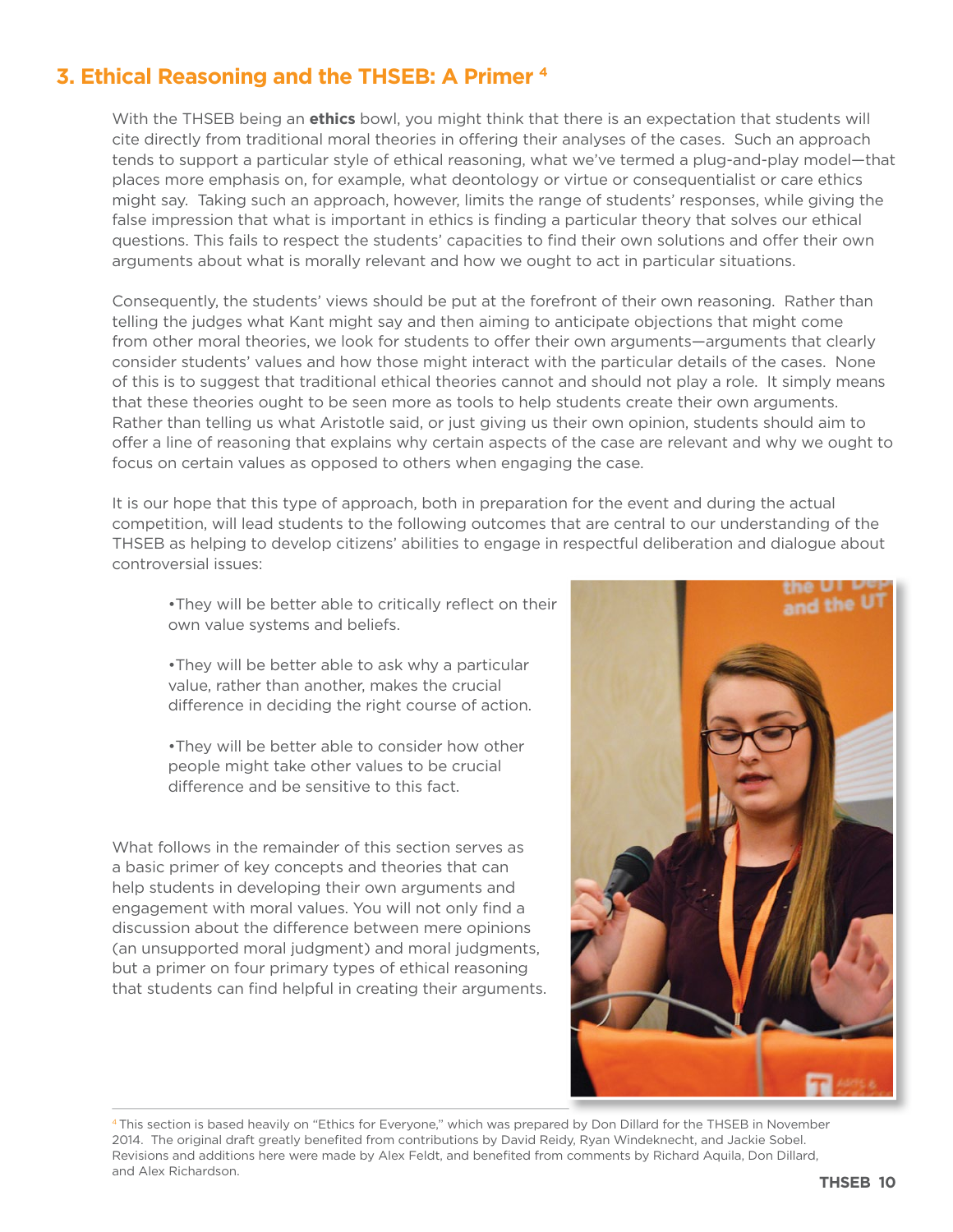## 3. Ethical Reasoning and the THSEB: A Primer [4]

With the THSEB being an **ethics** bowl, you might think that there is an expectation that students will cite directly from traditional moral theories in offering their analyses of the cases. Such an approach tends to support a particular style of ethical reasoning, what we've termed a plug-and-play model—that places more emphasis on, for example, what deontology or virtue or consequentialist or care ethics might say. Taking such an approach, however, limits the range of students' responses, while giving the false impression that what is important in ethics is finding a particular theory that solves our ethical questions. This fails to respect the students' capacities to find their own solutions and offer their own arguments about what is morally relevant and how we ought to act in particular situations.

Consequently, the students' views should be put at the forefront of their own reasoning. Rather than telling the judges what Kant might say and then aiming to anticipate objections that might come from other moral theories, we look for students to offer their own arguments—arguments that clearly consider students' values and how those might interact with the particular details of the cases. None of this is to suggest that traditional ethical theories cannot and should not play a role. It simply means that these theories ought to be seen more as tools to help students create their own arguments. Rather than telling us what Aristotle said, or just giving us their own opinion, students should aim to offer a line of reasoning that explains why certain aspects of the case are relevant and why we ought to focus on certain values as opposed to others when engaging the case.

It is our hope that this type of approach, both in preparation for the event and during the actual competition, will lead students to the following outcomes that are central to our understanding of the THSEB as helping to develop citizens' abilities to engage in respectful deliberation and dialogue about controversial issues:

- They will be better able to critically reflect on their own value systems and beliefs.
- They will be better able to ask why a particular value, rather than another, makes the crucial difference in deciding the right course of action.
- They will be better able to consider how other people might take other values to be crucial difference and be sensitive to this fact.

What follows in the remainder of this section serves as a basic primer of key concepts and theories that can help students in developing their own arguments and engagement with moral values. You will not only find a discussion about the difference between mere opinions (an unsupported moral judgment) and moral judgments, but a primer on four primary types of ethical reasoning that students can find helpful in creating their arguments.

[4] This section is based heavily on "Ethics for Everyone," which was prepared by Don Dillard for the THSEB in November 2014. The original draft greatly benefited from contributions by David Reidy, Ryan Windeknecht, and Jackie Sobel. Revisions and additions here were made by Alex Feldt, and benefited from comments by Richard Aquila, Don Dillard, and Alex Richardson.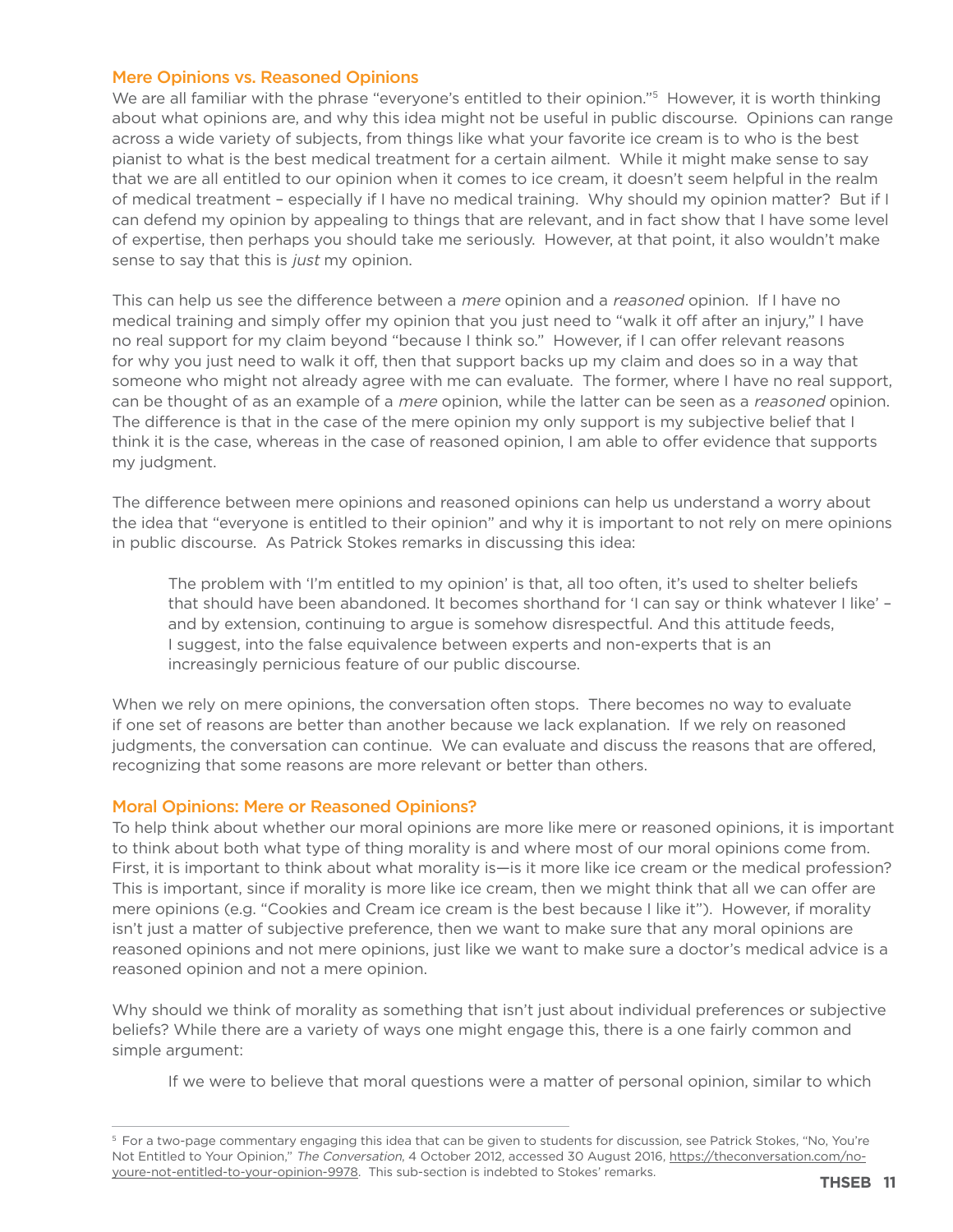### Mere Opinions vs. Reasoned Opinions

We are all familiar with the phrase "everyone's entitled to their opinion."[5] However, it is worth thinking about what opinions are, and why this idea might not be useful in public discourse. Opinions can range across a wide variety of subjects, from things like what your favorite ice cream is to who is the best pianist to what is the best medical treatment for a certain ailment. While it might make sense to say that we are all entitled to our opinion when it comes to ice cream, it doesn't seem helpful in the realm of medical treatment – especially if I have no medical training. Why should my opinion matter? But if I can defend my opinion by appealing to things that are relevant, and in fact show that I have some level of expertise, then perhaps you should take me seriously. However, at that point, it also wouldn't make sense to say that this is *just* my opinion.

This can help us see the difference between a *mere* opinion and a *reasoned* opinion. If I have no medical training and simply offer my opinion that you just need to "walk it off after an injury," I have no real support for my claim beyond "because I think so." However, if I can offer relevant reasons for why you just need to walk it off, then that support backs up my claim and does so in a way that someone who might not already agree with me can evaluate. The former, where I have no real support, can be thought of as an example of a *mere* opinion, while the latter can be seen as a *reasoned* opinion. The difference is that in the case of the mere opinion my only support is my subjective belief that I think it is the case, whereas in the case of reasoned opinion, I am able to offer evidence that supports my judgment.

The difference between mere opinions and reasoned opinions can help us understand a worry about the idea that "everyone is entitled to their opinion" and why it is important to not rely on mere opinions in public discourse. As Patrick Stokes remarks in discussing this idea:

> The problem with 'I'm entitled to my opinion' is that, all too often, it's used to shelter beliefs that should have been abandoned. It becomes shorthand for 'I can say or think whatever I like' – and by extension, continuing to argue is somehow disrespectful. And this attitude feeds, I suggest, into the false equivalence between experts and non-experts that is an increasingly pernicious feature of our public discourse.

When we rely on mere opinions, the conversation often stops. There becomes no way to evaluate if one set of reasons are better than another because we lack explanation. If we rely on reasoned judgments, the conversation can continue. We can evaluate and discuss the reasons that are offered, recognizing that some reasons are more relevant or better than others.

### Moral Opinions: Mere or Reasoned Opinions?

To help think about whether our moral opinions are more like mere or reasoned opinions, it is important to think about both what type of thing morality is and where most of our moral opinions come from. First, it is important to think about what morality is—is it more like ice cream or the medical profession? This is important, since if morality is more like ice cream, then we might think that all we can offer are mere opinions (e.g. "Cookies and Cream ice cream is the best because I like it"). However, if morality isn't just a matter of subjective preference, then we want to make sure that any moral opinions are reasoned opinions and not mere opinions, just like we want to make sure a doctor's medical advice is a reasoned opinion and not a mere opinion.

Why should we think of morality as something that isn't just about individual preferences or subjective beliefs? While there are a variety of ways one might engage this, there is a one fairly common and simple argument:

> If we were to believe that moral questions were a matter of personal opinion, similar to which

---

[5] For a two-page commentary engaging this idea that can be given to students for discussion, see Patrick Stokes, "No, You're Not Entitled to Your Opinion," *The Conversation*, 4 October 2012, accessed 30 August 2016, https://theconversation.com/no-youre-not-entitled-to-your-opinion-9978. This sub-section is indebted to Stokes' remarks.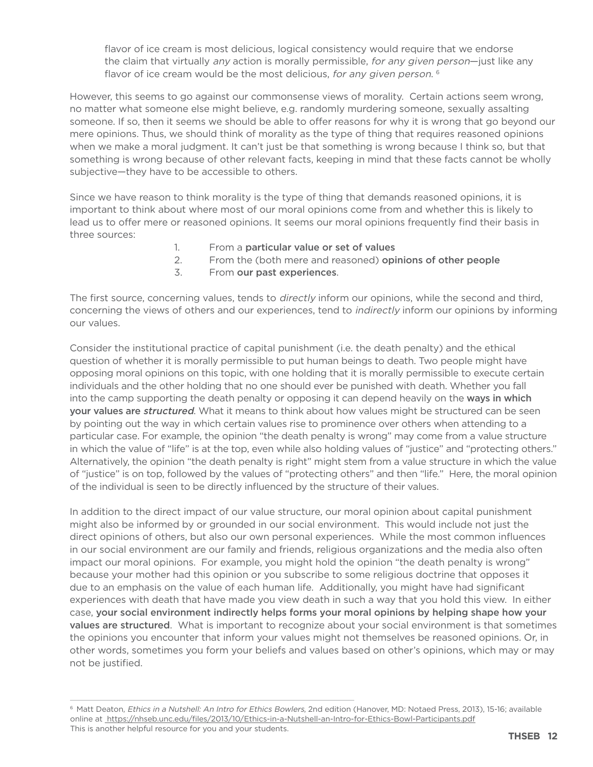> flavor of ice cream is most delicious, logical consistency would require that we endorse the claim that virtually *any* action is morally permissible, *for any given person*—just like any flavor of ice cream would be the most delicious, *for any given person*. [6]

However, this seems to go against our commonsense views of morality. Certain actions seem wrong, no matter what someone else might believe, e.g. randomly murdering someone, sexually assalting someone. If so, then it seems we should be able to offer reasons for why it is wrong that go beyond our mere opinions. Thus, we should think of morality as the type of thing that requires reasoned opinions when we make a moral judgment. It can't just be that something is wrong because I think so, but that something is wrong because of other relevant facts, keeping in mind that these facts cannot be wholly subjective—they have to be accessible to others.

Since we have reason to think morality is the type of thing that demands reasoned opinions, it is important to think about where most of our moral opinions come from and whether this is likely to lead us to offer mere or reasoned opinions. It seems our moral opinions frequently find their basis in three sources:

1. From a **particular value or set of values**
2. From the (both mere and reasoned) **opinions of other people**
3. From **our past experiences**.

The first source, concerning values, tends to *directly* inform our opinions, while the second and third, concerning the views of others and our experiences, tend to *indirectly* inform our opinions by informing our values.

Consider the institutional practice of capital punishment (i.e. the death penalty) and the ethical question of whether it is morally permissible to put human beings to death. Two people might have opposing moral opinions on this topic, with one holding that it is morally permissible to execute certain individuals and the other holding that no one should ever be punished with death. Whether you fall into the camp supporting the death penalty or opposing it can depend heavily on the **ways in which your values are *structured***. What it means to think about how values might be structured can be seen by pointing out the way in which certain values rise to prominence over others when attending to a particular case. For example, the opinion "the death penalty is wrong" may come from a value structure in which the value of "life" is at the top, even while also holding values of "justice" and "protecting others." Alternatively, the opinion "the death penalty is right" might stem from a value structure in which the value of "justice" is on top, followed by the values of "protecting others" and then "life." Here, the moral opinion of the individual is seen to be directly influenced by the structure of their values.

In addition to the direct impact of our value structure, our moral opinion about capital punishment might also be informed by or grounded in our social environment. This would include not just the direct opinions of others, but also our own personal experiences. While the most common influences in our social environment are our family and friends, religious organizations and the media also often impact our moral opinions. For example, you might hold the opinion "the death penalty is wrong" because your mother had this opinion or you subscribe to some religious doctrine that opposes it due to an emphasis on the value of each human life. Additionally, you might have had significant experiences with death that have made you view death in such a way that you hold this view. In either case, **your social environment indirectly helps forms your moral opinions by helping shape how your values are structured**. What is important to recognize about your social environment is that sometimes the opinions you encounter that inform your values might not themselves be reasoned opinions. Or, in other words, sometimes you form your beliefs and values based on other's opinions, which may or may not be justified.

---

[6] Matt Deaton, *Ethics in a Nutshell: An Intro for Ethics Bowlers*, 2nd edition (Hanover, MD: Notaed Press, 2013), 15-16; available online at https://nhseb.unc.edu/files/2013/10/Ethics-in-a-Nutshell-an-Intro-for-Ethics-Bowl-Participants.pdf
This is another helpful resource for you and your students.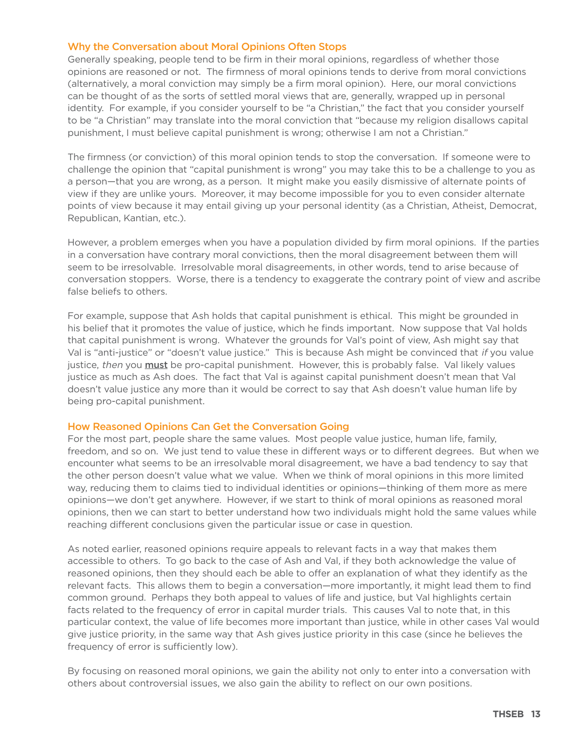## Why the Conversation about Moral Opinions Often Stops

Generally speaking, people tend to be firm in their moral opinions, regardless of whether those opinions are reasoned or not. The firmness of moral opinions tends to derive from moral convictions (alternatively, a moral conviction may simply be a firm moral opinion). Here, our moral convictions can be thought of as the sorts of settled moral views that are, generally, wrapped up in personal identity. For example, if you consider yourself to be "a Christian," the fact that you consider yourself to be "a Christian" may translate into the moral conviction that "because my religion disallows capital punishment, I must believe capital punishment is wrong; otherwise I am not a Christian."

The firmness (or conviction) of this moral opinion tends to stop the conversation. If someone were to challenge the opinion that "capital punishment is wrong" you may take this to be a challenge to you as a person—that you are wrong, as a person. It might make you easily dismissive of alternate points of view if they are unlike yours. Moreover, it may become impossible for you to even consider alternate points of view because it may entail giving up your personal identity (as a Christian, Atheist, Democrat, Republican, Kantian, etc.).

However, a problem emerges when you have a population divided by firm moral opinions. If the parties in a conversation have contrary moral convictions, then the moral disagreement between them will seem to be irresolvable. Irresolvable moral disagreements, in other words, tend to arise because of conversation stoppers. Worse, there is a tendency to exaggerate the contrary point of view and ascribe false beliefs to others.

For example, suppose that Ash holds that capital punishment is ethical. This might be grounded in his belief that it promotes the value of justice, which he finds important. Now suppose that Val holds that capital punishment is wrong. Whatever the grounds for Val's point of view, Ash might say that Val is "anti-justice" or "doesn't value justice." This is because Ash might be convinced that *if* you value justice, *then* you **must** be pro-capital punishment. However, this is probably false. Val likely values justice as much as Ash does. The fact that Val is against capital punishment doesn't mean that Val doesn't value justice any more than it would be correct to say that Ash doesn't value human life by being pro-capital punishment.

## How Reasoned Opinions Can Get the Conversation Going

For the most part, people share the same values. Most people value justice, human life, family, freedom, and so on. We just tend to value these in different ways or to different degrees. But when we encounter what seems to be an irresolvable moral disagreement, we have a bad tendency to say that the other person doesn't value what we value. When we think of moral opinions in this more limited way, reducing them to claims tied to individual identities or opinions—thinking of them more as mere opinions—we don't get anywhere. However, if we start to think of moral opinions as reasoned moral opinions, then we can start to better understand how two individuals might hold the same values while reaching different conclusions given the particular issue or case in question.

As noted earlier, reasoned opinions require appeals to relevant facts in a way that makes them accessible to others. To go back to the case of Ash and Val, if they both acknowledge the value of reasoned opinions, then they should each be able to offer an explanation of what they identify as the relevant facts. This allows them to begin a conversation—more importantly, it might lead them to find common ground. Perhaps they both appeal to values of life and justice, but Val highlights certain facts related to the frequency of error in capital murder trials. This causes Val to note that, in this particular context, the value of life becomes more important than justice, while in other cases Val would give justice priority, in the same way that Ash gives justice priority in this case (since he believes the frequency of error is sufficiently low).

By focusing on reasoned moral opinions, we gain the ability not only to enter into a conversation with others about controversial issues, we also gain the ability to reflect on our own positions.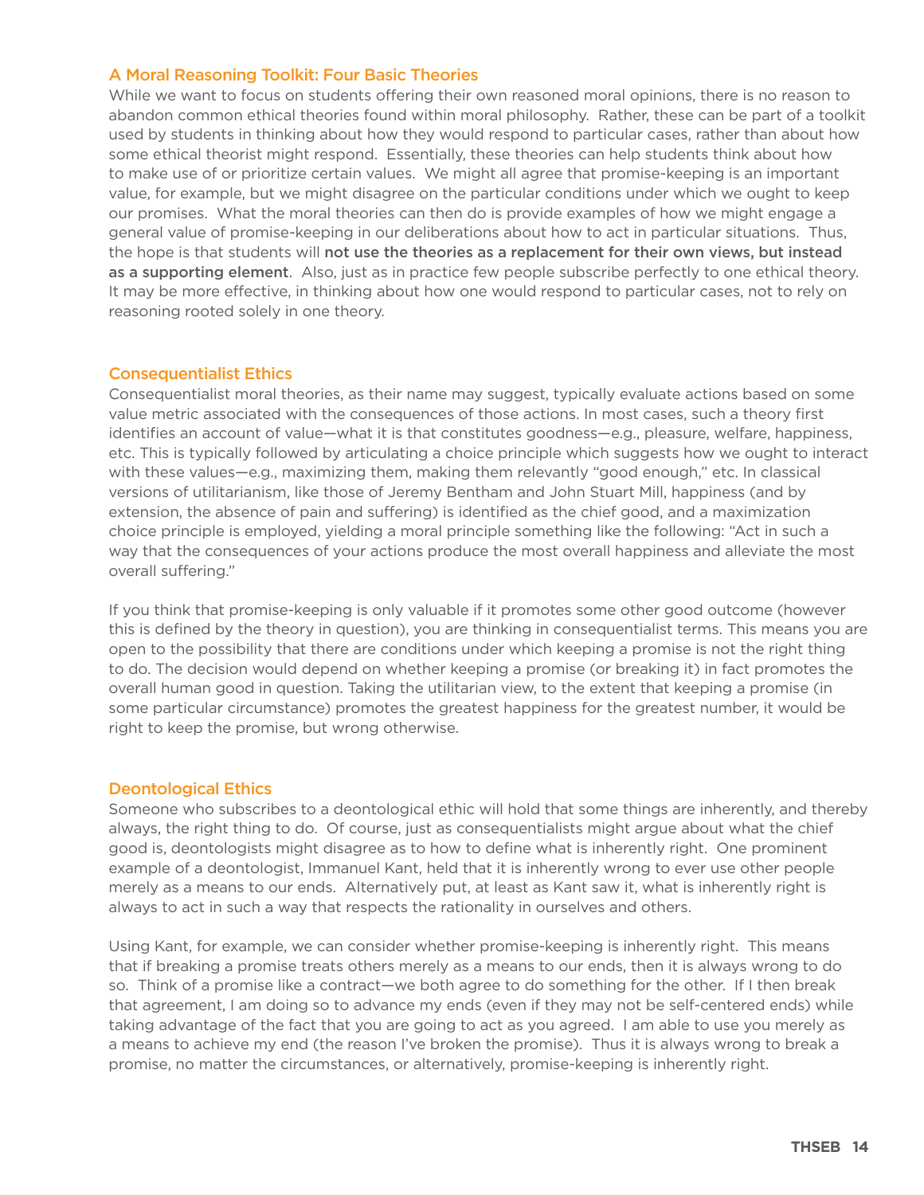## A Moral Reasoning Toolkit: Four Basic Theories

While we want to focus on students offering their own reasoned moral opinions, there is no reason to abandon common ethical theories found within moral philosophy. Rather, these can be part of a toolkit used by students in thinking about how they would respond to particular cases, rather than about how some ethical theorist might respond. Essentially, these theories can help students think about how to make use of or prioritize certain values. We might all agree that promise-keeping is an important value, for example, but we might disagree on the particular conditions under which we ought to keep our promises. What the moral theories can then do is provide examples of how we might engage a general value of promise-keeping in our deliberations about how to act in particular situations. Thus, the hope is that students will **not use the theories as a replacement for their own views, but instead as a supporting element**. Also, just as in practice few people subscribe perfectly to one ethical theory. It may be more effective, in thinking about how one would respond to particular cases, not to rely on reasoning rooted solely in one theory.

### Consequentialist Ethics

Consequentialist moral theories, as their name may suggest, typically evaluate actions based on some value metric associated with the consequences of those actions. In most cases, such a theory first identifies an account of value—what it is that constitutes goodness—e.g., pleasure, welfare, happiness, etc. This is typically followed by articulating a choice principle which suggests how we ought to interact with these values—e.g., maximizing them, making them relevantly "good enough," etc. In classical versions of utilitarianism, like those of Jeremy Bentham and John Stuart Mill, happiness (and by extension, the absence of pain and suffering) is identified as the chief good, and a maximization choice principle is employed, yielding a moral principle something like the following: "Act in such a way that the consequences of your actions produce the most overall happiness and alleviate the most overall suffering."

If you think that promise-keeping is only valuable if it promotes some other good outcome (however this is defined by the theory in question), you are thinking in consequentialist terms. This means you are open to the possibility that there are conditions under which keeping a promise is not the right thing to do. The decision would depend on whether keeping a promise (or breaking it) in fact promotes the overall human good in question. Taking the utilitarian view, to the extent that keeping a promise (in some particular circumstance) promotes the greatest happiness for the greatest number, it would be right to keep the promise, but wrong otherwise.

### Deontological Ethics

Someone who subscribes to a deontological ethic will hold that some things are inherently, and thereby always, the right thing to do. Of course, just as consequentialists might argue about what the chief good is, deontologists might disagree as to how to define what is inherently right. One prominent example of a deontologist, Immanuel Kant, held that it is inherently wrong to ever use other people merely as a means to our ends. Alternatively put, at least as Kant saw it, what is inherently right is always to act in such a way that respects the rationality in ourselves and others.

Using Kant, for example, we can consider whether promise-keeping is inherently right. This means that if breaking a promise treats others merely as a means to our ends, then it is always wrong to do so. Think of a promise like a contract—we both agree to do something for the other. If I then break that agreement, I am doing so to advance my ends (even if they may not be self-centered ends) while taking advantage of the fact that you are going to act as you agreed. I am able to use you merely as a means to achieve my end (the reason I've broken the promise). Thus it is always wrong to break a promise, no matter the circumstances, or alternatively, promise-keeping is inherently right.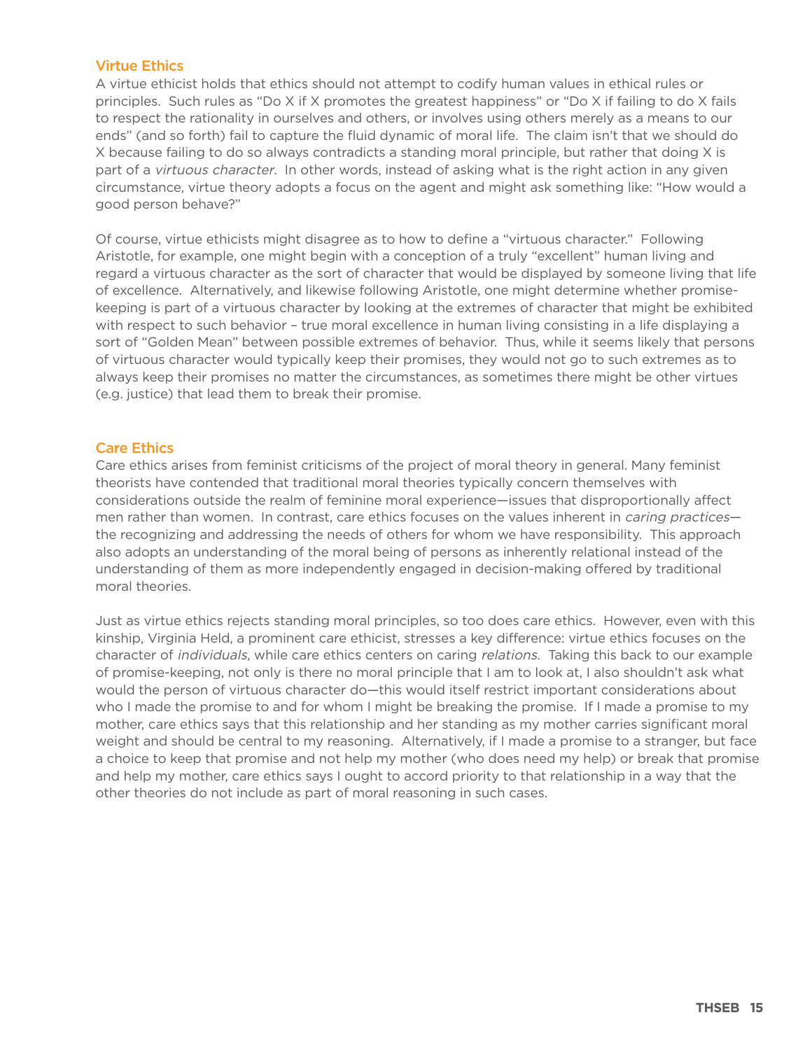## Virtue Ethics

A virtue ethicist holds that ethics should not attempt to codify human values in ethical rules or principles. Such rules as "Do X if X promotes the greatest happiness" or "Do X if failing to do X fails to respect the rationality in ourselves and others, or involves using others merely as a means to our ends" (and so forth) fail to capture the fluid dynamic of moral life. The claim isn't that we should do X because failing to do so always contradicts a standing moral principle, but rather that doing X is part of a *virtuous character*. In other words, instead of asking what is the right action in any given circumstance, virtue theory adopts a focus on the agent and might ask something like: "How would a good person behave?"

Of course, virtue ethicists might disagree as to how to define a "virtuous character." Following Aristotle, for example, one might begin with a conception of a truly "excellent" human living and regard a virtuous character as the sort of character that would be displayed by someone living that life of excellence. Alternatively, and likewise following Aristotle, one might determine whether promise-keeping is part of a virtuous character by looking at the extremes of character that might be exhibited with respect to such behavior – true moral excellence in human living consisting in a life displaying a sort of "Golden Mean" between possible extremes of behavior. Thus, while it seems likely that persons of virtuous character would typically keep their promises, they would not go to such extremes as to always keep their promises no matter the circumstances, as sometimes there might be other virtues (e.g. justice) that lead them to break their promise.

## Care Ethics

Care ethics arises from feminist criticisms of the project of moral theory in general. Many feminist theorists have contended that traditional moral theories typically concern themselves with considerations outside the realm of feminine moral experience—issues that disproportionally affect men rather than women. In contrast, care ethics focuses on the values inherent in *caring practices*—the recognizing and addressing the needs of others for whom we have responsibility. This approach also adopts an understanding of the moral being of persons as inherently relational instead of the understanding of them as more independently engaged in decision-making offered by traditional moral theories.

Just as virtue ethics rejects standing moral principles, so too does care ethics. However, even with this kinship, Virginia Held, a prominent care ethicist, stresses a key difference: virtue ethics focuses on the character of *individuals*, while care ethics centers on caring *relations*. Taking this back to our example of promise-keeping, not only is there no moral principle that I am to look at, I also shouldn't ask what would the person of virtuous character do—this would itself restrict important considerations about who I made the promise to and for whom I might be breaking the promise. If I made a promise to my mother, care ethics says that this relationship and her standing as my mother carries significant moral weight and should be central to my reasoning. Alternatively, if I made a promise to a stranger, but face a choice to keep that promise and not help my mother (who does need my help) or break that promise and help my mother, care ethics says I ought to accord priority to that relationship in a way that the other theories do not include as part of moral reasoning in such cases.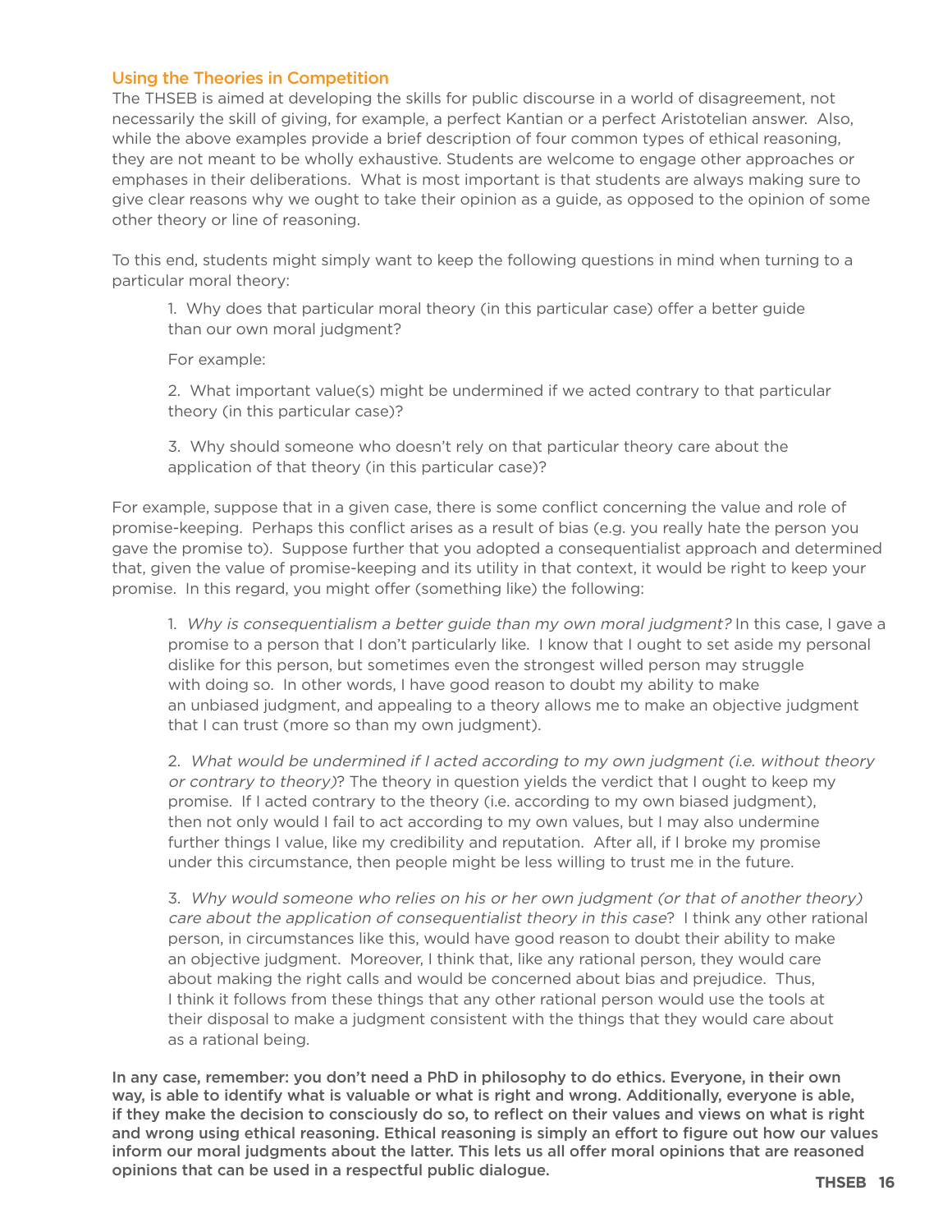## Using the Theories in Competition

The THSEB is aimed at developing the skills for public discourse in a world of disagreement, not necessarily the skill of giving, for example, a perfect Kantian or a perfect Aristotelian answer. Also, while the above examples provide a brief description of four common types of ethical reasoning, they are not meant to be wholly exhaustive. Students are welcome to engage other approaches or emphases in their deliberations. What is most important is that students are always making sure to give clear reasons why we ought to take their opinion as a guide, as opposed to the opinion of some other theory or line of reasoning.

To this end, students might simply want to keep the following questions in mind when turning to a particular moral theory:

> 1. Why does that particular moral theory (in this particular case) offer a better guide than our own moral judgment?
>
> For example:
>
> 2. What important value(s) might be undermined if we acted contrary to that particular theory (in this particular case)?
>
> 3. Why should someone who doesn't rely on that particular theory care about the application of that theory (in this particular case)?

For example, suppose that in a given case, there is some conflict concerning the value and role of promise-keeping. Perhaps this conflict arises as a result of bias (e.g. you really hate the person you gave the promise to). Suppose further that you adopted a consequentialist approach and determined that, given the value of promise-keeping and its utility in that context, it would be right to keep your promise. In this regard, you might offer (something like) the following:

> 1. *Why is consequentialism a better guide than my own moral judgment?* In this case, I gave a promise to a person that I don't particularly like. I know that I ought to set aside my personal dislike for this person, but sometimes even the strongest willed person may struggle with doing so. In other words, I have good reason to doubt my ability to make an unbiased judgment, and appealing to a theory allows me to make an objective judgment that I can trust (more so than my own judgment).
>
> 2. *What would be undermined if I acted according to my own judgment (i.e. without theory or contrary to theory)*? The theory in question yields the verdict that I ought to keep my promise. If I acted contrary to the theory (i.e. according to my own biased judgment), then not only would I fail to act according to my own values, but I may also undermine further things I value, like my credibility and reputation. After all, if I broke my promise under this circumstance, then people might be less willing to trust me in the future.
>
> 3. *Why would someone who relies on his or her own judgment (or that of another theory) care about the application of consequentialist theory in this case*? I think any other rational person, in circumstances like this, would have good reason to doubt their ability to make an objective judgment. Moreover, I think that, like any rational person, they would care about making the right calls and would be concerned about bias and prejudice. Thus, I think it follows from these things that any other rational person would use the tools at their disposal to make a judgment consistent with the things that they would care about as a rational being.

**In any case, remember: you don't need a PhD in philosophy to do ethics. Everyone, in their own way, is able to identify what is valuable or what is right and wrong. Additionally, everyone is able, if they make the decision to consciously do so, to reflect on their values and views on what is right and wrong using ethical reasoning. Ethical reasoning is simply an effort to figure out how our values inform our moral judgments about the latter. This lets us all offer moral opinions that are reasoned opinions that can be used in a respectful public dialogue.**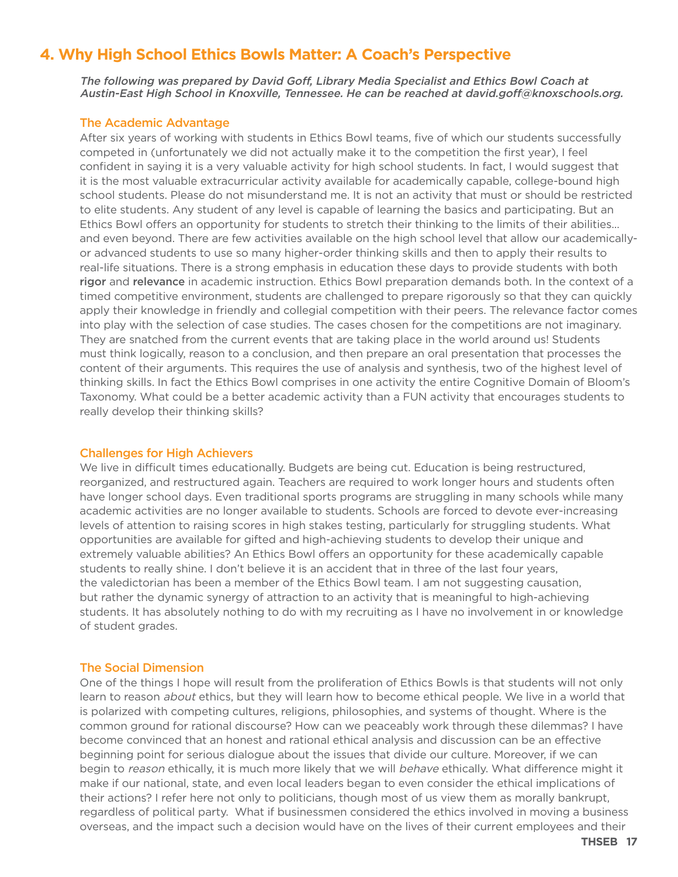## 4. Why High School Ethics Bowls Matter: A Coach's Perspective

*The following was prepared by David Goff, Library Media Specialist and Ethics Bowl Coach at Austin-East High School in Knoxville, Tennessee. He can be reached at david.goff@knoxschools.org.*

### The Academic Advantage

After six years of working with students in Ethics Bowl teams, five of which our students successfully competed in (unfortunately we did not actually make it to the competition the first year), I feel confident in saying it is a very valuable activity for high school students. In fact, I would suggest that it is the most valuable extracurricular activity available for academically capable, college-bound high school students. Please do not misunderstand me. It is not an activity that must or should be restricted to elite students. Any student of any level is capable of learning the basics and participating. But an Ethics Bowl offers an opportunity for students to stretch their thinking to the limits of their abilities… and even beyond. There are few activities available on the high school level that allow our academically- or advanced students to use so many higher-order thinking skills and then to apply their results to real-life situations. There is a strong emphasis in education these days to provide students with both **rigor** and **relevance** in academic instruction. Ethics Bowl preparation demands both. In the context of a timed competitive environment, students are challenged to prepare rigorously so that they can quickly apply their knowledge in friendly and collegial competition with their peers. The relevance factor comes into play with the selection of case studies. The cases chosen for the competitions are not imaginary. They are snatched from the current events that are taking place in the world around us! Students must think logically, reason to a conclusion, and then prepare an oral presentation that processes the content of their arguments. This requires the use of analysis and synthesis, two of the highest level of thinking skills. In fact the Ethics Bowl comprises in one activity the entire Cognitive Domain of Bloom's Taxonomy. What could be a better academic activity than a FUN activity that encourages students to really develop their thinking skills?

### Challenges for High Achievers

We live in difficult times educationally. Budgets are being cut. Education is being restructured, reorganized, and restructured again. Teachers are required to work longer hours and students often have longer school days. Even traditional sports programs are struggling in many schools while many academic activities are no longer available to students. Schools are forced to devote ever-increasing levels of attention to raising scores in high stakes testing, particularly for struggling students. What opportunities are available for gifted and high-achieving students to develop their unique and extremely valuable abilities? An Ethics Bowl offers an opportunity for these academically capable students to really shine. I don't believe it is an accident that in three of the last four years, the valedictorian has been a member of the Ethics Bowl team. I am not suggesting causation, but rather the dynamic synergy of attraction to an activity that is meaningful to high-achieving students. It has absolutely nothing to do with my recruiting as I have no involvement in or knowledge of student grades.

### The Social Dimension

One of the things I hope will result from the proliferation of Ethics Bowls is that students will not only learn to reason *about* ethics, but they will learn how to become ethical people. We live in a world that is polarized with competing cultures, religions, philosophies, and systems of thought. Where is the common ground for rational discourse? How can we peaceably work through these dilemmas? I have become convinced that an honest and rational ethical analysis and discussion can be an effective beginning point for serious dialogue about the issues that divide our culture. Moreover, if we can begin to *reason* ethically, it is much more likely that we will *behave* ethically. What difference might it make if our national, state, and even local leaders began to even consider the ethical implications of their actions? I refer here not only to politicians, though most of us view them as morally bankrupt, regardless of political party. What if businessmen considered the ethics involved in moving a business overseas, and the impact such a decision would have on the lives of their current employees and their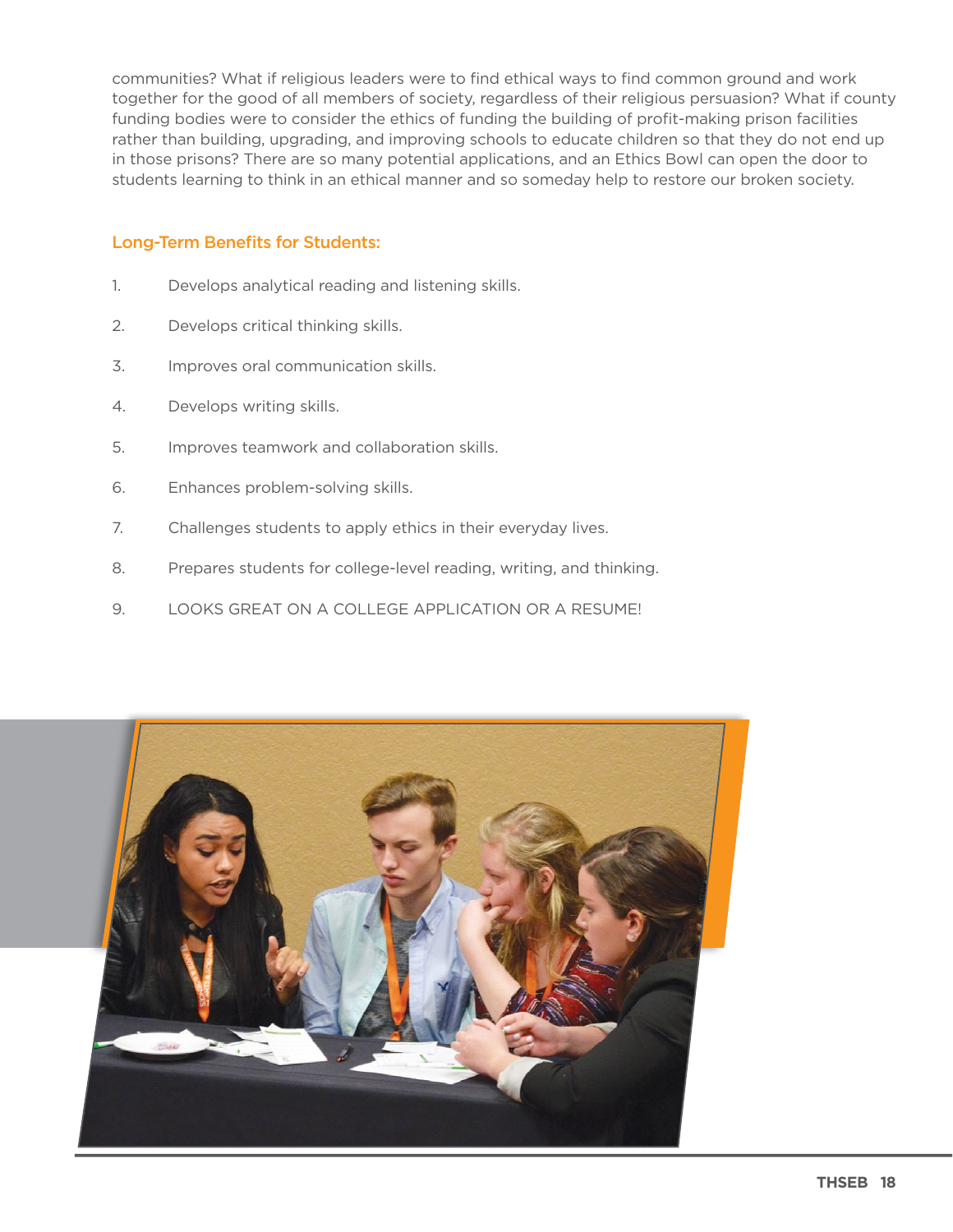communities? What if religious leaders were to find ethical ways to find common ground and work together for the good of all members of society, regardless of their religious persuasion? What if county funding bodies were to consider the ethics of funding the building of profit-making prison facilities rather than building, upgrading, and improving schools to educate children so that they do not end up in those prisons? There are so many potential applications, and an Ethics Bowl can open the door to students learning to think in an ethical manner and so someday help to restore our broken society.

## Long-Term Benefits for Students:

1. Develops analytical reading and listening skills.
2. Develops critical thinking skills.
3. Improves oral communication skills.
4. Develops writing skills.
5. Improves teamwork and collaboration skills.
6. Enhances problem-solving skills.
7. Challenges students to apply ethics in their everyday lives.
8. Prepares students for college-level reading, writing, and thinking.
9. LOOKS GREAT ON A COLLEGE APPLICATION OR A RESUME!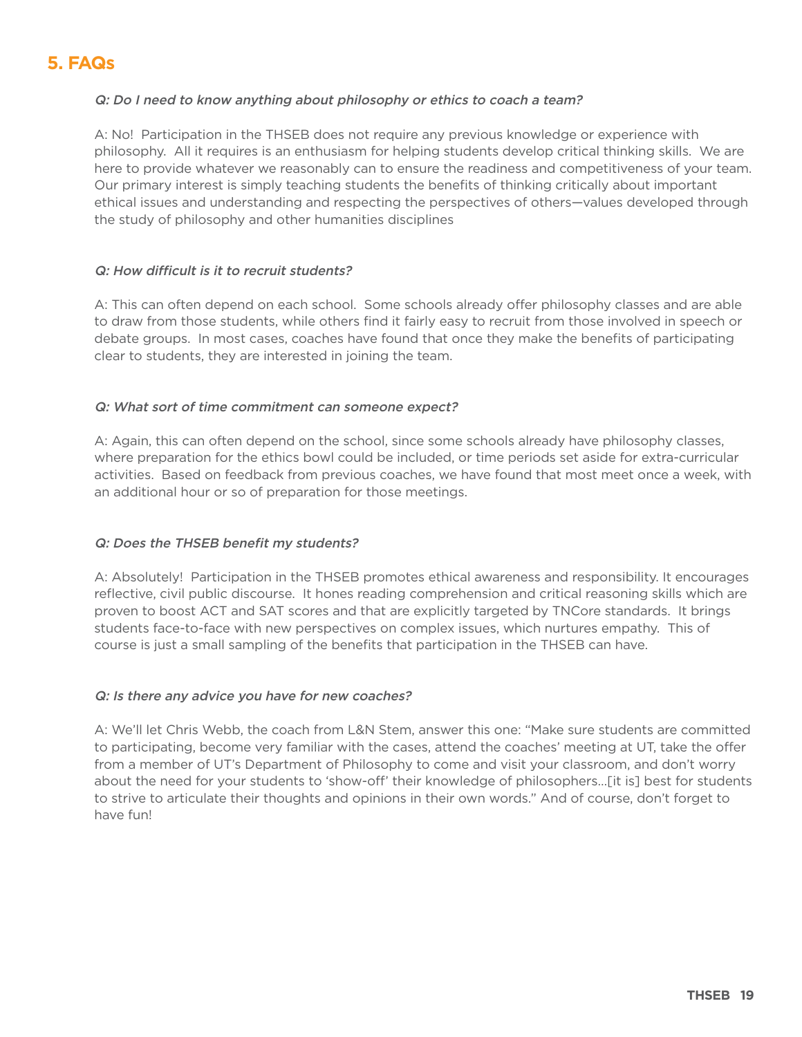## 5. FAQs

*Q: Do I need to know anything about philosophy or ethics to coach a team?*

A: No! Participation in the THSEB does not require any previous knowledge or experience with philosophy. All it requires is an enthusiasm for helping students develop critical thinking skills. We are here to provide whatever we reasonably can to ensure the readiness and competitiveness of your team. Our primary interest is simply teaching students the benefits of thinking critically about important ethical issues and understanding and respecting the perspectives of others—values developed through the study of philosophy and other humanities disciplines

*Q: How difficult is it to recruit students?*

A: This can often depend on each school. Some schools already offer philosophy classes and are able to draw from those students, while others find it fairly easy to recruit from those involved in speech or debate groups. In most cases, coaches have found that once they make the benefits of participating clear to students, they are interested in joining the team.

*Q: What sort of time commitment can someone expect?*

A: Again, this can often depend on the school, since some schools already have philosophy classes, where preparation for the ethics bowl could be included, or time periods set aside for extra-curricular activities. Based on feedback from previous coaches, we have found that most meet once a week, with an additional hour or so of preparation for those meetings.

*Q: Does the THSEB benefit my students?*

A: Absolutely! Participation in the THSEB promotes ethical awareness and responsibility. It encourages reflective, civil public discourse. It hones reading comprehension and critical reasoning skills which are proven to boost ACT and SAT scores and that are explicitly targeted by TNCore standards. It brings students face-to-face with new perspectives on complex issues, which nurtures empathy. This of course is just a small sampling of the benefits that participation in the THSEB can have.

*Q: Is there any advice you have for new coaches?*

A: We'll let Chris Webb, the coach from L&N Stem, answer this one: "Make sure students are committed to participating, become very familiar with the cases, attend the coaches' meeting at UT, take the offer from a member of UT's Department of Philosophy to come and visit your classroom, and don't worry about the need for your students to 'show-off' their knowledge of philosophers...[it is] best for students to strive to articulate their thoughts and opinions in their own words." And of course, don't forget to have fun!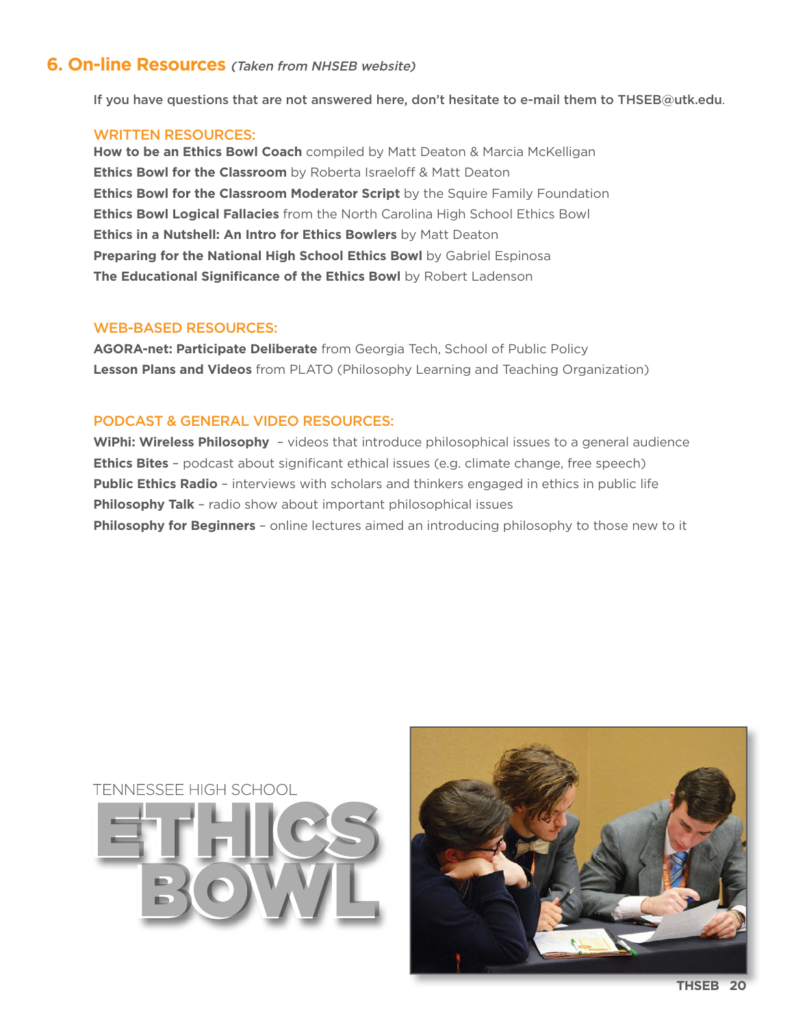## 6. On-line Resources *(Taken from NHSEB website)*

If you have questions that are not answered here, don't hesitate to e-mail them to THSEB@utk.edu.

### WRITTEN RESOURCES:

**How to be an Ethics Bowl Coach** compiled by Matt Deaton & Marcia McKelligan
**Ethics Bowl for the Classroom** by Roberta Israeloff & Matt Deaton
**Ethics Bowl for the Classroom Moderator Script** by the Squire Family Foundation
**Ethics Bowl Logical Fallacies** from the North Carolina High School Ethics Bowl
**Ethics in a Nutshell: An Intro for Ethics Bowlers** by Matt Deaton
**Preparing for the National High School Ethics Bowl** by Gabriel Espinosa
**The Educational Significance of the Ethics Bowl** by Robert Ladenson

### WEB-BASED RESOURCES:

**AGORA-net: Participate Deliberate** from Georgia Tech, School of Public Policy
**Lesson Plans and Videos** from PLATO (Philosophy Learning and Teaching Organization)

### PODCAST & GENERAL VIDEO RESOURCES:

**WiPhi: Wireless Philosophy** – videos that introduce philosophical issues to a general audience
**Ethics Bites** – podcast about significant ethical issues (e.g. climate change, free speech)
**Public Ethics Radio** – interviews with scholars and thinkers engaged in ethics in public life
**Philosophy Talk** – radio show about important philosophical issues
**Philosophy for Beginners** – online lectures aimed an introducing philosophy to those new to it

TENNESSEE HIGH SCHOOL ETHICS BOWL